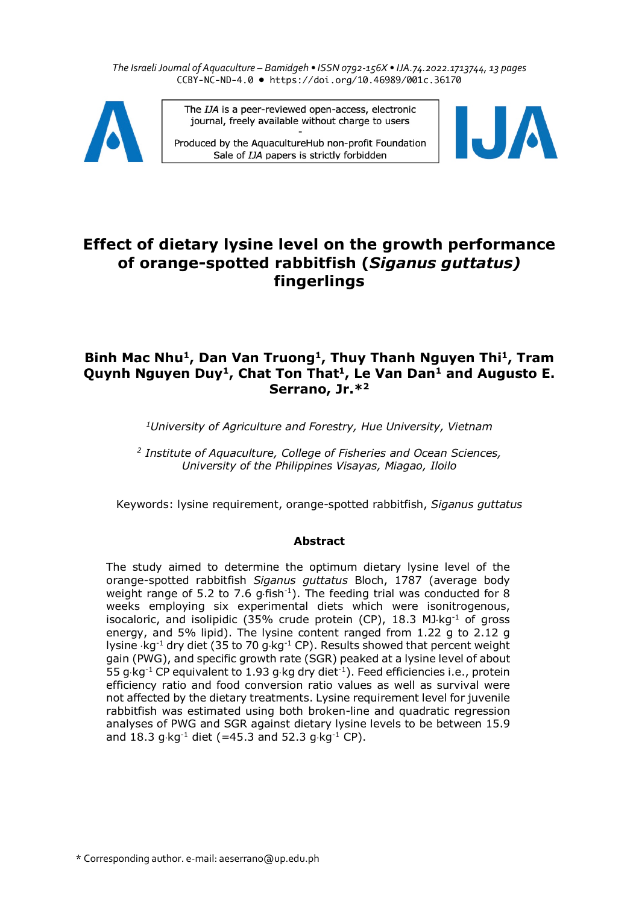# Effect of dietary lysine level on the growth performance of orange-spotted rabbitfish (*Siganus guttatus)* fingerlings

**Binh Mac Nhu[1], Dan Van Truong[1], Thuy Thanh Nguyen Thi[1], Tram Quynh Nguyen Duy[1], Chat Ton That[1], Le Van Dan[1] and Augusto E. Serrano, Jr.*[2]**

*[1]University of Agriculture and Forestry, Hue University, Vietnam*

*[2] Institute of Aquaculture, College of Fisheries and Ocean Sciences, University of the Philippines Visayas, Miagao, Iloilo*

Keywords: lysine requirement, orange-spotted rabbitfish, *Siganus guttatus*

### Abstract

The study aimed to determine the optimum dietary lysine level of the orange-spotted rabbitfish *Siganus guttatus* Bloch, 1787 (average body weight range of 5.2 to 7.6 g·fish$^{-1}$). The feeding trial was conducted for 8 weeks employing six experimental diets which were isonitrogenous, isocaloric, and isolipidic (35% crude protein (CP), 18.3 MJ·kg$^{-1}$ of gross energy, and 5% lipid). The lysine content ranged from 1.22 g to 2.12 g lysine ·kg$^{-1}$ dry diet (35 to 70 g·kg$^{-1}$ CP). Results showed that percent weight gain (PWG), and specific growth rate (SGR) peaked at a lysine level of about 55 g·kg$^{-1}$ CP equivalent to 1.93 g·kg dry diet$^{-1}$). Feed efficiencies i.e., protein efficiency ratio and food conversion ratio values as well as survival were not affected by the dietary treatments. Lysine requirement level for juvenile rabbitfish was estimated using both broken-line and quadratic regression analyses of PWG and SGR against dietary lysine levels to be between 15.9 and 18.3 g·kg$^{-1}$ diet (=45.3 and 52.3 g·kg$^{-1}$ CP).

\* Corresponding author. e-mail: aeserrano@up.edu.ph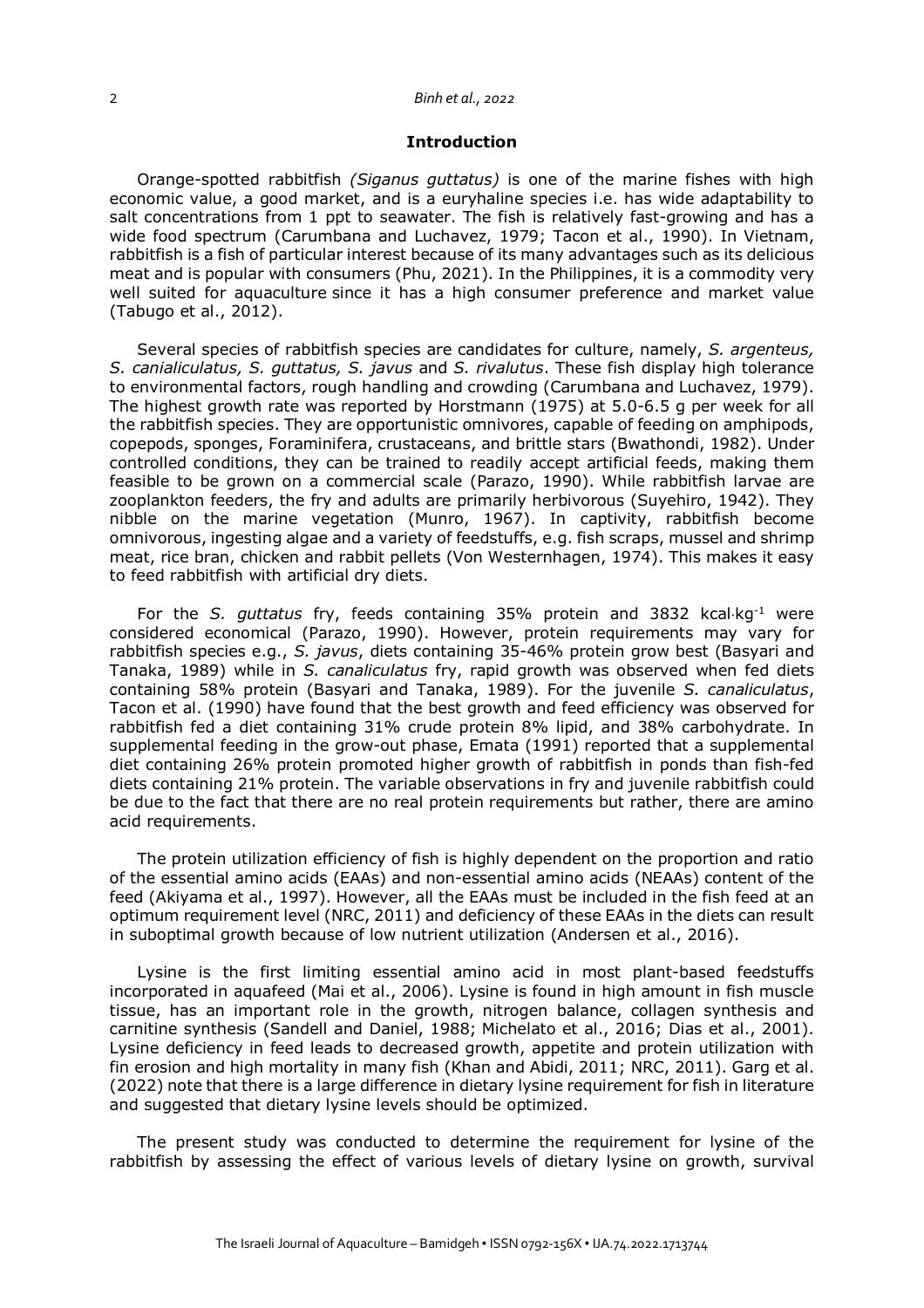## Introduction

Orange-spotted rabbitfish *(Siganus guttatus)* is one of the marine fishes with high economic value, a good market, and is a euryhaline species i.e. has wide adaptability to salt concentrations from 1 ppt to seawater. The fish is relatively fast-growing and has a wide food spectrum (Carumbana and Luchavez, 1979; Tacon et al., 1990). In Vietnam, rabbitfish is a fish of particular interest because of its many advantages such as its delicious meat and is popular with consumers (Phu, 2021). In the Philippines, it is a commodity very well suited for aquaculture since it has a high consumer preference and market value (Tabugo et al., 2012).

Several species of rabbitfish species are candidates for culture, namely, *S. argenteus, S. canialiculatus, S. guttatus, S. javus* and *S. rivalutus*. These fish display high tolerance to environmental factors, rough handling and crowding (Carumbana and Luchavez, 1979). The highest growth rate was reported by Horstmann (1975) at 5.0-6.5 g per week for all the rabbitfish species. They are opportunistic omnivores, capable of feeding on amphipods, copepods, sponges, Foraminifera, crustaceans, and brittle stars (Bwathondi, 1982). Under controlled conditions, they can be trained to readily accept artificial feeds, making them feasible to be grown on a commercial scale (Parazo, 1990). While rabbitfish larvae are zooplankton feeders, the fry and adults are primarily herbivorous (Suyehiro, 1942). They nibble on the marine vegetation (Munro, 1967). In captivity, rabbitfish become omnivorous, ingesting algae and a variety of feedstuffs, e.g. fish scraps, mussel and shrimp meat, rice bran, chicken and rabbit pellets (Von Westernhagen, 1974). This makes it easy to feed rabbitfish with artificial dry diets.

For the *S. guttatus* fry, feeds containing 35% protein and 3832 $kcal \cdot kg^{-1}$ were considered economical (Parazo, 1990). However, protein requirements may vary for rabbitfish species e.g., *S. javus*, diets containing 35-46% protein grow best (Basyari and Tanaka, 1989) while in *S. canaliculatus* fry, rapid growth was observed when fed diets containing 58% protein (Basyari and Tanaka, 1989). For the juvenile *S. canaliculatus*, Tacon et al. (1990) have found that the best growth and feed efficiency was observed for rabbitfish fed a diet containing 31% crude protein 8% lipid, and 38% carbohydrate. In supplemental feeding in the grow-out phase, Emata (1991) reported that a supplemental diet containing 26% protein promoted higher growth of rabbitfish in ponds than fish-fed diets containing 21% protein. The variable observations in fry and juvenile rabbitfish could be due to the fact that there are no real protein requirements but rather, there are amino acid requirements.

The protein utilization efficiency of fish is highly dependent on the proportion and ratio of the essential amino acids (EAAs) and non-essential amino acids (NEAAs) content of the feed (Akiyama et al., 1997). However, all the EAAs must be included in the fish feed at an optimum requirement level (NRC, 2011) and deficiency of these EAAs in the diets can result in suboptimal growth because of low nutrient utilization (Andersen et al., 2016).

Lysine is the first limiting essential amino acid in most plant-based feedstuffs incorporated in aquafeed (Mai et al., 2006). Lysine is found in high amount in fish muscle tissue, has an important role in the growth, nitrogen balance, collagen synthesis and carnitine synthesis (Sandell and Daniel, 1988; Michelato et al., 2016; Dias et al., 2001). Lysine deficiency in feed leads to decreased growth, appetite and protein utilization with fin erosion and high mortality in many fish (Khan and Abidi, 2011; NRC, 2011). Garg et al. (2022) note that there is a large difference in dietary lysine requirement for fish in literature and suggested that dietary lysine levels should be optimized.

The present study was conducted to determine the requirement for lysine of the rabbitfish by assessing the effect of various levels of dietary lysine on growth, survival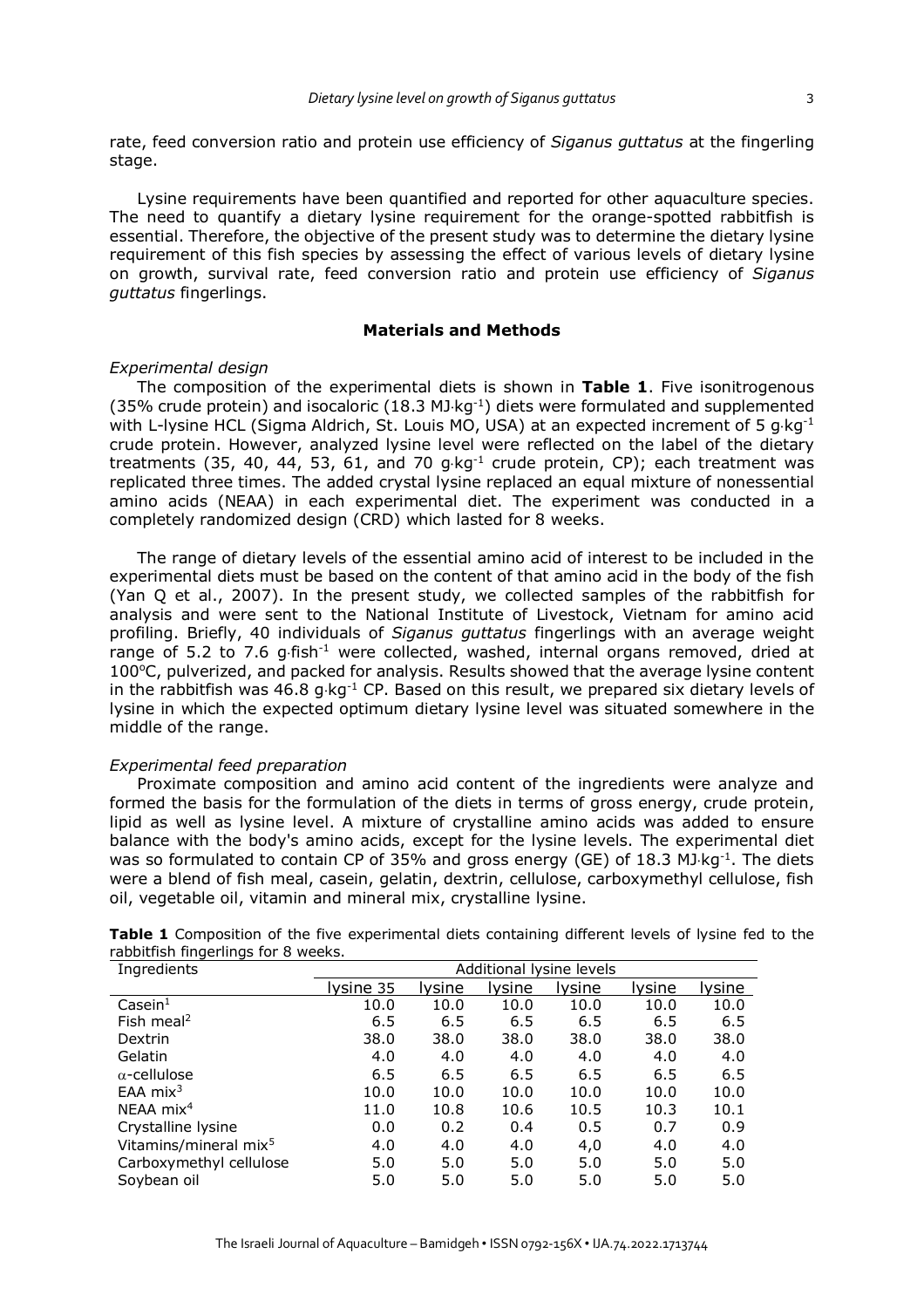rate, feed conversion ratio and protein use efficiency of *Siganus guttatus* at the fingerling stage.

Lysine requirements have been quantified and reported for other aquaculture species. The need to quantify a dietary lysine requirement for the orange-spotted rabbitfish is essential. Therefore, the objective of the present study was to determine the dietary lysine requirement of this fish species by assessing the effect of various levels of dietary lysine on growth, survival rate, feed conversion ratio and protein use efficiency of *Siganus guttatus* fingerlings.

## Materials and Methods

### *Experimental design*

The composition of the experimental diets is shown in **Table 1**. Five isonitrogenous (35% crude protein) and isocaloric (18.3 MJ·kg$^{-1}$) diets were formulated and supplemented with L-lysine HCL (Sigma Aldrich, St. Louis MO, USA) at an expected increment of 5 g·kg$^{-1}$ crude protein. However, analyzed lysine level were reflected on the label of the dietary treatments (35, 40, 44, 53, 61, and 70 g·kg$^{-1}$ crude protein, CP); each treatment was replicated three times. The added crystal lysine replaced an equal mixture of nonessential amino acids (NEAA) in each experimental diet. The experiment was conducted in a completely randomized design (CRD) which lasted for 8 weeks.

The range of dietary levels of the essential amino acid of interest to be included in the experimental diets must be based on the content of that amino acid in the body of the fish (Yan Q et al., 2007). In the present study, we collected samples of the rabbitfish for analysis and were sent to the National Institute of Livestock, Vietnam for amino acid profiling. Briefly, 40 individuals of *Siganus guttatus* fingerlings with an average weight range of 5.2 to 7.6 g·fish$^{-1}$ were collected, washed, internal organs removed, dried at 100°C, pulverized, and packed for analysis. Results showed that the average lysine content in the rabbitfish was 46.8 g·kg$^{-1}$ CP. Based on this result, we prepared six dietary levels of lysine in which the expected optimum dietary lysine level was situated somewhere in the middle of the range.

### *Experimental feed preparation*

Proximate composition and amino acid content of the ingredients were analyze and formed the basis for the formulation of the diets in terms of gross energy, crude protein, lipid as well as lysine level. A mixture of crystalline amino acids was added to ensure balance with the body's amino acids, except for the lysine levels. The experimental diet was so formulated to contain CP of 35% and gross energy (GE) of 18.3 MJ·kg$^{-1}$. The diets were a blend of fish meal, casein, gelatin, dextrin, cellulose, carboxymethyl cellulose, fish oil, vegetable oil, vitamin and mineral mix, crystalline lysine.

**Table 1** Composition of the five experimental diets containing different levels of lysine fed to the rabbitfish fingerlings for 8 weeks.

| Ingredients | Additional lysine levels | | | | | |
|---|---|---|---|---|---|---|
| | lysine 35 | lysine | lysine | lysine | lysine | lysine |
| Casein[1] | 10.0 | 10.0 | 10.0 | 10.0 | 10.0 | 10.0 |
| Fish meal[2] | 6.5 | 6.5 | 6.5 | 6.5 | 6.5 | 6.5 |
| Dextrin | 38.0 | 38.0 | 38.0 | 38.0 | 38.0 | 38.0 |
| Gelatin | 4.0 | 4.0 | 4.0 | 4.0 | 4.0 | 4.0 |
| α-cellulose | 6.5 | 6.5 | 6.5 | 6.5 | 6.5 | 6.5 |
| EAA mix[3] | 10.0 | 10.0 | 10.0 | 10.0 | 10.0 | 10.0 |
| NEAA mix[4] | 11.0 | 10.8 | 10.6 | 10.5 | 10.3 | 10.1 |
| Crystalline lysine | 0.0 | 0.2 | 0.4 | 0.5 | 0.7 | 0.9 |
| Vitamins/mineral mix[5] | 4.0 | 4.0 | 4.0 | 4,0 | 4.0 | 4.0 |
| Carboxymethyl cellulose | 5.0 | 5.0 | 5.0 | 5.0 | 5.0 | 5.0 |
| Soybean oil | 5.0 | 5.0 | 5.0 | 5.0 | 5.0 | 5.0 |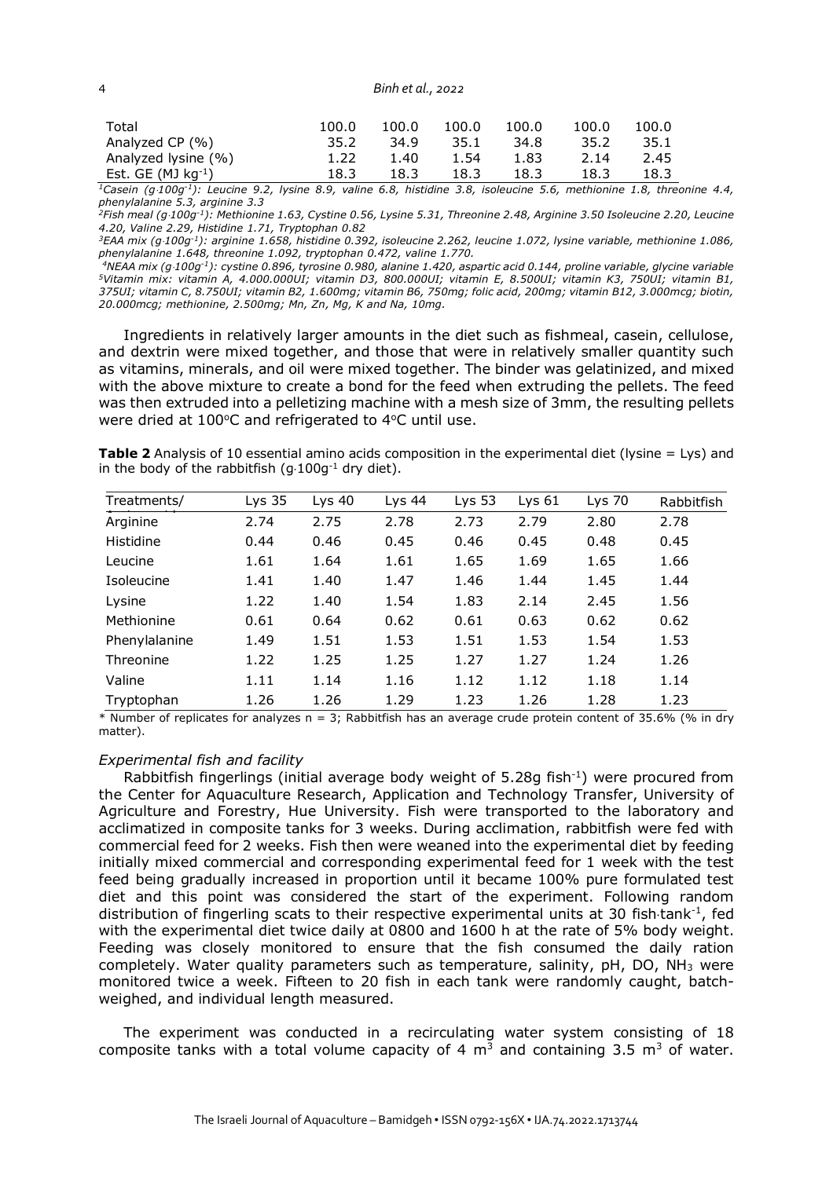| Total | 100.0 | 100.0 | 100.0 | 100.0 | 100.0 | 100.0 |
|---|---|---|---|---|---|---|
| Analyzed CP (%) | 35.2 | 34.9 | 35.1 | 34.8 | 35.2 | 35.1 |
| Analyzed lysine (%) | 1.22 | 1.40 | 1.54 | 1.83 | 2.14 | 2.45 |
| Est. GE (MJ $kg^{-1}$) | 18.3 | 18.3 | 18.3 | 18.3 | 18.3 | 18.3 |

*[1]Casein (g·100g$^{-1}$): Leucine 9.2, lysine 8.9, valine 6.8, histidine 3.8, isoleucine 5.6, methionine 1.8, threonine 4.4, phenylalanine 5.3, arginine 3.3*

*[2]Fish meal (g·100g$^{-1}$): Methionine 1.63, Cystine 0.56, Lysine 5.31, Threonine 2.48, Arginine 3.50 Isoleucine 2.20, Leucine 4.20, Valine 2.29, Histidine 1.71, Tryptophan 0.82*

*[3]EAA mix (g·100g$^{-1}$): arginine 1.658, histidine 0.392, isoleucine 2.262, leucine 1.072, lysine variable, methionine 1.086, phenylalanine 1.648, threonine 1.092, tryptophan 0.472, valine 1.770.*

*[4]NEAA mix (g·100g$^{-1}$): cystine 0.896, tyrosine 0.980, alanine 1.420, aspartic acid 0.144, proline variable, glycine variable*

*[5]Vitamin mix: vitamin A, 4.000.000UI; vitamin D3, 800.000UI; vitamin E, 8.500UI; vitamin K3, 750UI; vitamin B1, 375UI; vitamin C, 8.750UI; vitamin B2, 1.600mg; vitamin B6, 750mg; folic acid, 200mg; vitamin B12, 3.000mcg; biotin, 20.000mcg; methionine, 2.500mg; Mn, Zn, Mg, K and Na, 10mg.*

Ingredients in relatively larger amounts in the diet such as fishmeal, casein, cellulose, and dextrin were mixed together, and those that were in relatively smaller quantity such as vitamins, minerals, and oil were mixed together. The binder was gelatinized, and mixed with the above mixture to create a bond for the feed when extruding the pellets. The feed was then extruded into a pelletizing machine with a mesh size of 3mm, the resulting pellets were dried at 100°C and refrigerated to 4°C until use.

**Table 2** Analysis of 10 essential amino acids composition in the experimental diet (lysine = Lys) and in the body of the rabbitfish (g·100g$^{-1}$ dry diet).

| Treatments/ | Lys 35 | Lys 40 | Lys 44 | Lys 53 | Lys 61 | Lys 70 | Rabbitfish |
|---|---|---|---|---|---|---|---|
| Arginine | 2.74 | 2.75 | 2.78 | 2.73 | 2.79 | 2.80 | 2.78 |
| Histidine | 0.44 | 0.46 | 0.45 | 0.46 | 0.45 | 0.48 | 0.45 |
| Leucine | 1.61 | 1.64 | 1.61 | 1.65 | 1.69 | 1.65 | 1.66 |
| Isoleucine | 1.41 | 1.40 | 1.47 | 1.46 | 1.44 | 1.45 | 1.44 |
| Lysine | 1.22 | 1.40 | 1.54 | 1.83 | 2.14 | 2.45 | 1.56 |
| Methionine | 0.61 | 0.64 | 0.62 | 0.61 | 0.63 | 0.62 | 0.62 |
| Phenylalanine | 1.49 | 1.51 | 1.53 | 1.51 | 1.53 | 1.54 | 1.53 |
| Threonine | 1.22 | 1.25 | 1.25 | 1.27 | 1.27 | 1.24 | 1.26 |
| Valine | 1.11 | 1.14 | 1.16 | 1.12 | 1.12 | 1.18 | 1.14 |
| Tryptophan | 1.26 | 1.26 | 1.29 | 1.23 | 1.26 | 1.28 | 1.23 |

\* Number of replicates for analyzes n = 3; Rabbitfish has an average crude protein content of 35.6% (% in dry matter).

### *Experimental fish and facility*

Rabbitfish fingerlings (initial average body weight of 5.28g fish$^{-1}$) were procured from the Center for Aquaculture Research, Application and Technology Transfer, University of Agriculture and Forestry, Hue University. Fish were transported to the laboratory and acclimatized in composite tanks for 3 weeks. During acclimation, rabbitfish were fed with commercial feed for 2 weeks. Fish then were weaned into the experimental diet by feeding initially mixed commercial and corresponding experimental feed for 1 week with the test feed being gradually increased in proportion until it became 100% pure formulated test diet and this point was considered the start of the experiment. Following random distribution of fingerling scats to their respective experimental units at 30 fish·tank$^{-1}$, fed with the experimental diet twice daily at 0800 and 1600 h at the rate of 5% body weight. Feeding was closely monitored to ensure that the fish consumed the daily ration completely. Water quality parameters such as temperature, salinity, pH, DO, $NH_3$ were monitored twice a week. Fifteen to 20 fish in each tank were randomly caught, batch-weighed, and individual length measured.

The experiment was conducted in a recirculating water system consisting of 18 composite tanks with a total volume capacity of 4 $m^3$ and containing 3.5 $m^3$ of water.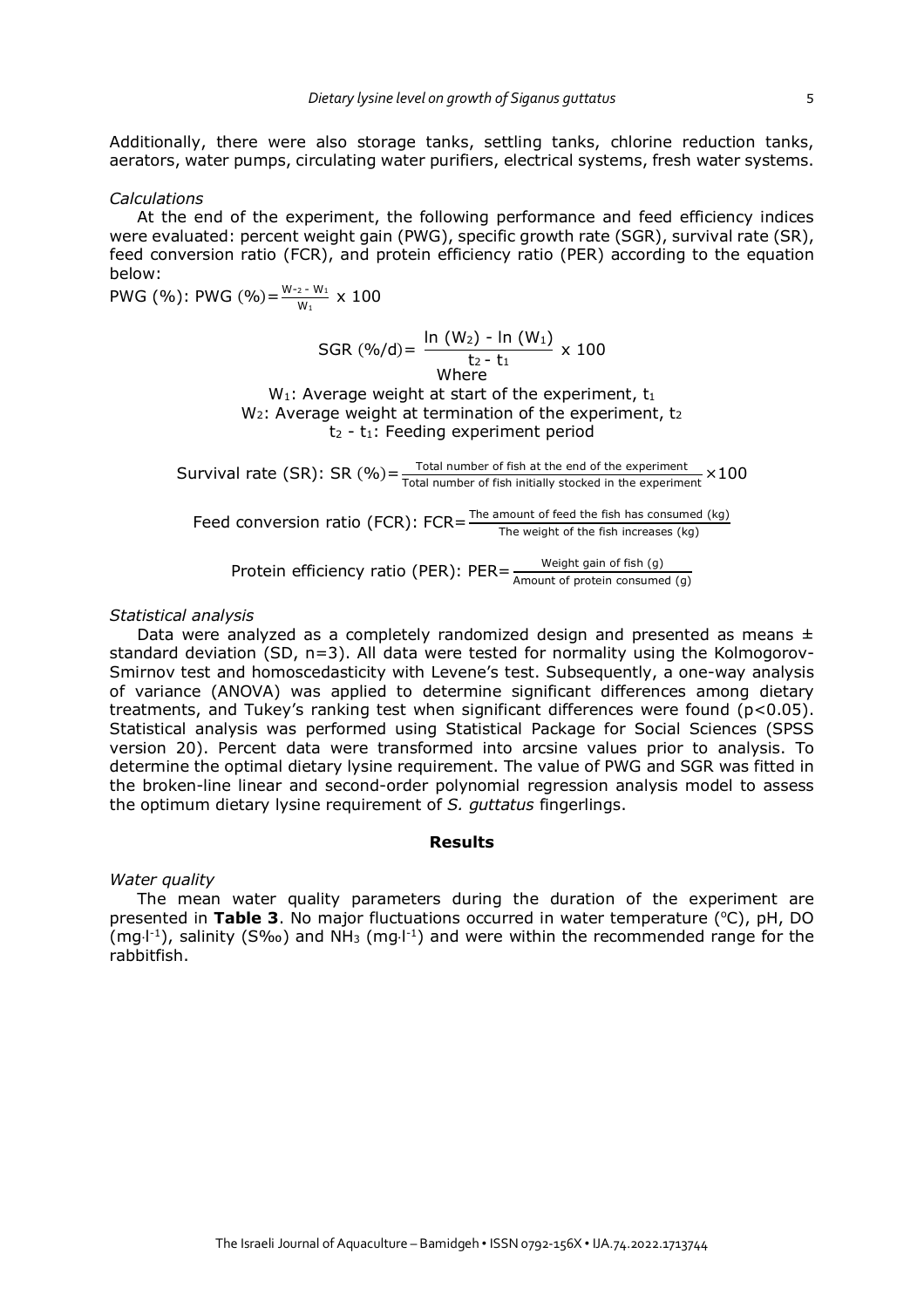Additionally, there were also storage tanks, settling tanks, chlorine reduction tanks, aerators, water pumps, circulating water purifiers, electrical systems, fresh water systems.

*Calculations*

At the end of the experiment, the following performance and feed efficiency indices were evaluated: percent weight gain (PWG), specific growth rate (SGR), survival rate (SR), feed conversion ratio (FCR), and protein efficiency ratio (PER) according to the equation below:

PWG (%): $$\text{PWG (\%)} = \frac{W_{-2} - W_1}{W_1} \times 100$$

$$\text{SGR (\%/d)} = \frac{\ln (W_2) - \ln (W_1)}{t_2 - t_1} \times 100$$

Where

$W_1$: Average weight at start of the experiment, $t_1$

$W_2$: Average weight at termination of the experiment, $t_2$

$t_2 - t_1$: Feeding experiment period

$$\text{Survival rate (SR): SR (\%)} = \frac{\text{Total number of fish at the end of the experiment}}{\text{Total number of fish initially stocked in the experiment}} \times 100$$

$$\text{Feed conversion ratio (FCR): FCR} = \frac{\text{The amount of feed the fish has consumed (kg)}}{\text{The weight of the fish increases (kg)}}$$

$$\text{Protein efficiency ratio (PER): PER} = \frac{\text{Weight gain of fish (g)}}{\text{Amount of protein consumed (g)}}$$

*Statistical analysis*

Data were analyzed as a completely randomized design and presented as means ± standard deviation (SD, n=3). All data were tested for normality using the Kolmogorov-Smirnov test and homoscedasticity with Levene's test. Subsequently, a one-way analysis of variance (ANOVA) was applied to determine significant differences among dietary treatments, and Tukey's ranking test when significant differences were found ($p<0.05$). Statistical analysis was performed using Statistical Package for Social Sciences (SPSS version 20). Percent data were transformed into arcsine values prior to analysis. To determine the optimal dietary lysine requirement. The value of PWG and SGR was fitted in the broken-line linear and second-order polynomial regression analysis model to assess the optimum dietary lysine requirement of *S. guttatus* fingerlings.

## Results

*Water quality*

The mean water quality parameters during the duration of the experiment are presented in **Table 3**. No major fluctuations occurred in water temperature (°C), pH, DO ($mg \cdot l^{-1}$), salinity (S‰) and $NH_3$ ($mg \cdot l^{-1}$) and were within the recommended range for the rabbitfish.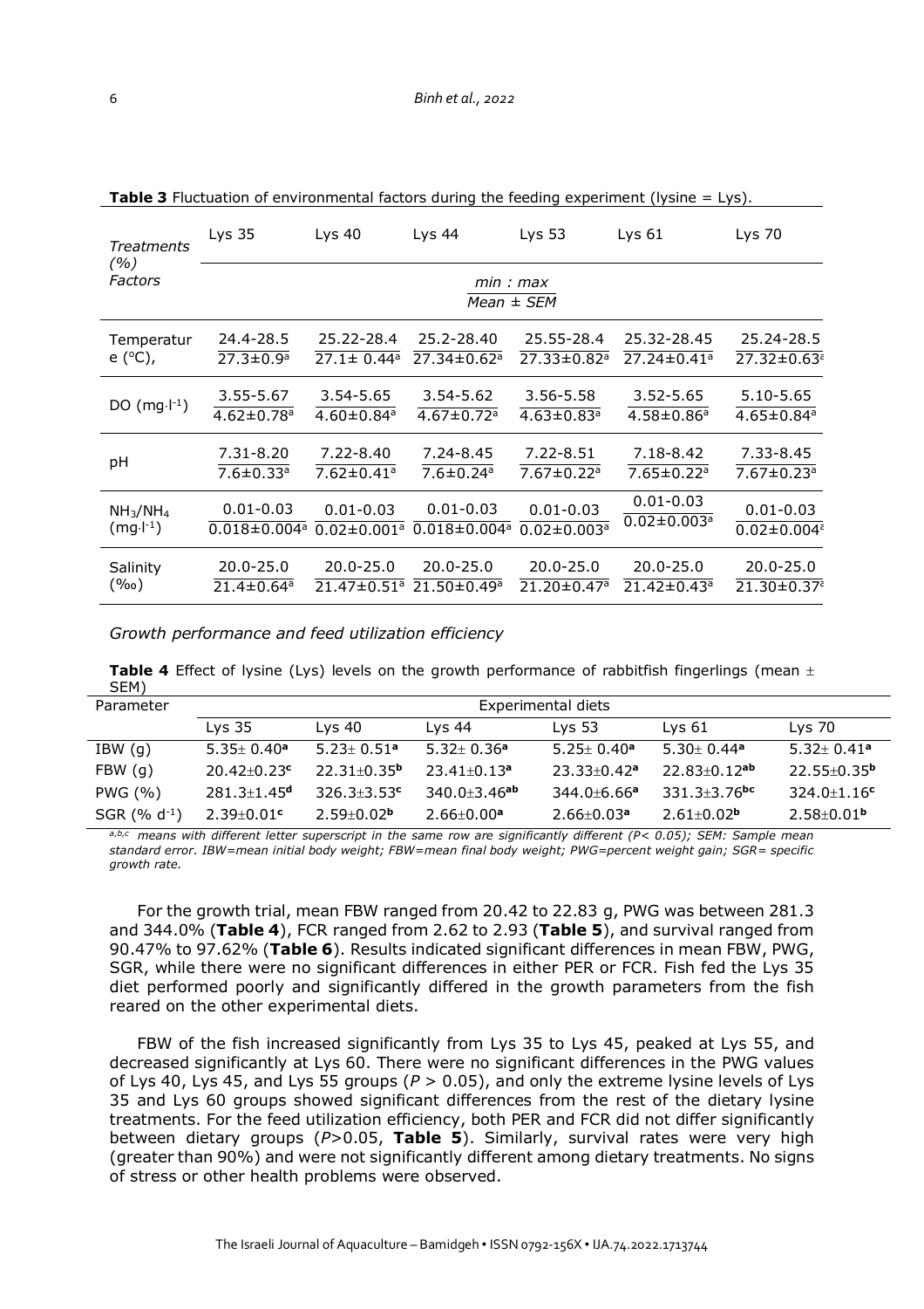**Table 3** Fluctuation of environmental factors during the feeding experiment (lysine = Lys).

| Treatments (%) / Factors | Lys 35 | Lys 40 | Lys 44 | Lys 53 | Lys 61 | Lys 70 |
|---|---|---|---|---|---|---|
| | *min : max* / *Mean ± SEM* | | | | | |
| Temperature (°C), | 24.4-28.5 / 27.3±0.9[a] | 25.22-28.4 / 27.1± 0.44[a] | 25.2-28.40 / 27.34±0.62[a] | 25.55-28.4 / 27.33±0.82[a] | 25.32-28.45 / 27.24±0.41[a] | 25.24-28.5 / 27.32±0.63[a] |
| DO ($mg \cdot l^{-1}$) | 3.55-5.67 / 4.62±0.78[a] | 3.54-5.65 / 4.60±0.84[a] | 3.54-5.62 / 4.67±0.72[a] | 3.56-5.58 / 4.63±0.83[a] | 3.52-5.65 / 4.58±0.86[a] | 5.10-5.65 / 4.65±0.84[a] |
| pH | 7.31-8.20 / 7.6±0.33[a] | 7.22-8.40 / 7.62±0.41[a] | 7.24-8.45 / 7.6±0.24[a] | 7.22-8.51 / 7.67±0.22[a] | 7.18-8.42 / 7.65±0.22[a] | 7.33-8.45 / 7.67±0.23[a] |
| $NH_3/NH_4$ ($mg \cdot l^{-1}$) | 0.01-0.03 / 0.018±0.004[a] | 0.01-0.03 / 0.02±0.001[a] | 0.01-0.03 / 0.018±0.004[a] | 0.01-0.03 / 0.02±0.003[a] | 0.01-0.03 / 0.02±0.003[a] | 0.01-0.03 / 0.02±0.004[a] |
| Salinity (‰) | 20.0-25.0 / 21.4±0.64[a] | 20.0-25.0 / 21.47±0.51[a] | 20.0-25.0 / 21.50±0.49[a] | 20.0-25.0 / 21.20±0.47[a] | 20.0-25.0 / 21.42±0.43[a] | 20.0-25.0 / 21.30±0.37[a] |

*Growth performance and feed utilization efficiency*

**Table 4** Effect of lysine (Lys) levels on the growth performance of rabbitfish fingerlings (mean ± SEM)

| Parameter | Experimental diets | | | | | |
|---|---|---|---|---|---|---|
| | Lys 35 | Lys 40 | Lys 44 | Lys 53 | Lys 61 | Lys 70 |
| IBW (g) | 5.35± 0.40[a] | 5.23± 0.51[a] | 5.32± 0.36[a] | 5.25± 0.40[a] | 5.30± 0.44[a] | 5.32± 0.41[a] |
| FBW (g) | 20.42±0.23[c] | 22.31±0.35[b] | 23.41±0.13[a] | 23.33±0.42[a] | 22.83±0.12[ab] | 22.55±0.35[b] |
| PWG (%) | 281.3±1.45[d] | 326.3±3.53[c] | 340.0±3.46[ab] | 344.0±6.66[a] | 331.3±3.76[bc] | 324.0±1.16[c] |
| SGR (% $d^{-1}$) | 2.39±0.01[c] | 2.59±0.02[b] | 2.66±0.00[a] | 2.66±0.03[a] | 2.61±0.02[b] | 2.58±0.01[b] |

[a,b,c] *means with different letter superscript in the same row are significantly different (P< 0.05); SEM: Sample mean standard error. IBW=mean initial body weight; FBW=mean final body weight; PWG=percent weight gain; SGR= specific growth rate.*

For the growth trial, mean FBW ranged from 20.42 to 22.83 g, PWG was between 281.3 and 344.0% (**Table 4**), FCR ranged from 2.62 to 2.93 (**Table 5**), and survival ranged from 90.47% to 97.62% (**Table 6**). Results indicated significant differences in mean FBW, PWG, SGR, while there were no significant differences in either PER or FCR. Fish fed the Lys 35 diet performed poorly and significantly differed in the growth parameters from the fish reared on the other experimental diets.

FBW of the fish increased significantly from Lys 35 to Lys 45, peaked at Lys 55, and decreased significantly at Lys 60. There were no significant differences in the PWG values of Lys 40, Lys 45, and Lys 55 groups ($P > 0.05$), and only the extreme lysine levels of Lys 35 and Lys 60 groups showed significant differences from the rest of the dietary lysine treatments. For the feed utilization efficiency, both PER and FCR did not differ significantly between dietary groups ($P$>0.05, **Table 5**). Similarly, survival rates were very high (greater than 90%) and were not significantly different among dietary treatments. No signs of stress or other health problems were observed.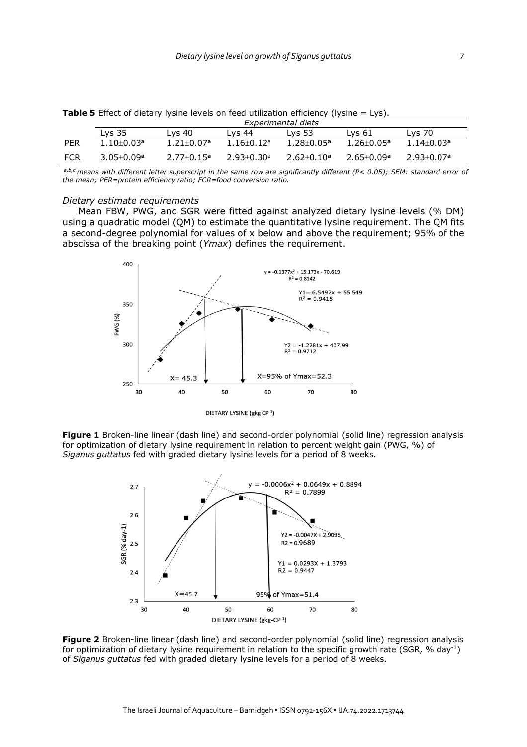**Table 5** Effect of dietary lysine levels on feed utilization efficiency (lysine = Lys).

| | *Experimental diets* | | | | | |
|---|---|---|---|---|---|---|
| | Lys 35 | Lys 40 | Lys 44 | Lys 53 | Lys 61 | Lys 70 |
| PER | 1.10±0.03[a] | 1.21±0.07[a] | 1.16±0.12[a] | 1.28±0.05[a] | 1.26±0.05[a] | 1.14±0.03[a] |
| FCR | 3.05±0.09[a] | 2.77±0.15[a] | 2.93±0.30[a] | 2.62±0.10[a] | 2.65±0.09[a] | 2.93±0.07[a] |

*[a,b,c] means with different letter superscript in the same row are significantly different (P< 0.05); SEM: standard error of the mean; PER=protein efficiency ratio; FCR=food conversion ratio.*

*Dietary estimate requirements*

Mean FBW, PWG, and SGR were fitted against analyzed dietary lysine levels (% DM) using a quadratic model (QM) to estimate the quantitative lysine requirement. The QM fits a second-degree polynomial for values of x below and above the requirement; 95% of the abscissa of the breaking point (*Ymax*) defines the requirement.

**Figure 1** Broken-line linear (dash line) and second-order polynomial (solid line) regression analysis for optimization of dietary lysine requirement in relation to percent weight gain (PWG, %) of *Siganus guttatus* fed with graded dietary lysine levels for a period of 8 weeks.

**Figure 2** Broken-line linear (dash line) and second-order polynomial (solid line) regression analysis for optimization of dietary lysine requirement in relation to the specific growth rate (SGR, % day$^{-1}$) of *Siganus guttatus* fed with graded dietary lysine levels for a period of 8 weeks.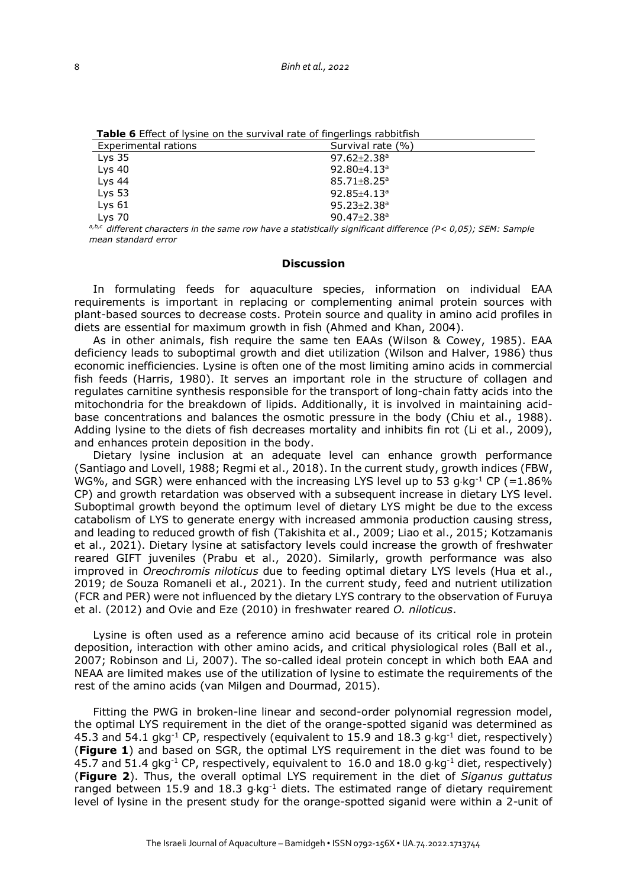**Table 6** Effect of lysine on the survival rate of fingerlings rabbitfish

| Experimental rations | Survival rate (%) |
|---|---|
| Lys 35 | 97.62±2.38[a] |
| Lys 40 | 92.80±4.13[a] |
| Lys 44 | 85.71±8.25[a] |
| Lys 53 | 92.85±4.13[a] |
| Lys 61 | 95.23±2.38[a] |
| Lys 70 | 90.47±2.38[a] |

*[a,b,c] different characters in the same row have a statistically significant difference (P< 0,05); SEM: Sample mean standard error*

## Discussion

In formulating feeds for aquaculture species, information on individual EAA requirements is important in replacing or complementing animal protein sources with plant-based sources to decrease costs. Protein source and quality in amino acid profiles in diets are essential for maximum growth in fish (Ahmed and Khan, 2004).

As in other animals, fish require the same ten EAAs (Wilson & Cowey, 1985). EAA deficiency leads to suboptimal growth and diet utilization (Wilson and Halver, 1986) thus economic inefficiencies. Lysine is often one of the most limiting amino acids in commercial fish feeds (Harris, 1980). It serves an important role in the structure of collagen and regulates carnitine synthesis responsible for the transport of long-chain fatty acids into the mitochondria for the breakdown of lipids. Additionally, it is involved in maintaining acid-base concentrations and balances the osmotic pressure in the body (Chiu et al., 1988). Adding lysine to the diets of fish decreases mortality and inhibits fin rot (Li et al., 2009), and enhances protein deposition in the body.

Dietary lysine inclusion at an adequate level can enhance growth performance (Santiago and Lovell, 1988; Regmi et al., 2018). In the current study, growth indices (FBW, WG%, and SGR) were enhanced with the increasing LYS level up to 53 g·kg$^{-1}$ CP (=1.86% CP) and growth retardation was observed with a subsequent increase in dietary LYS level. Suboptimal growth beyond the optimum level of dietary LYS might be due to the excess catabolism of LYS to generate energy with increased ammonia production causing stress, and leading to reduced growth of fish (Takishita et al., 2009; Liao et al., 2015; Kotzamanis et al., 2021). Dietary lysine at satisfactory levels could increase the growth of freshwater reared GIFT juveniles (Prabu et al., 2020). Similarly, growth performance was also improved in *Oreochromis niloticus* due to feeding optimal dietary LYS levels (Hua et al., 2019; de Souza Romaneli et al., 2021). In the current study, feed and nutrient utilization (FCR and PER) were not influenced by the dietary LYS contrary to the observation of Furuya et al. (2012) and Ovie and Eze (2010) in freshwater reared *O. niloticus*.

Lysine is often used as a reference amino acid because of its critical role in protein deposition, interaction with other amino acids, and critical physiological roles (Ball et al., 2007; Robinson and Li, 2007). The so-called ideal protein concept in which both EAA and NEAA are limited makes use of the utilization of lysine to estimate the requirements of the rest of the amino acids (van Milgen and Dourmad, 2015).

Fitting the PWG in broken-line linear and second-order polynomial regression model, the optimal LYS requirement in the diet of the orange-spotted siganid was determined as 45.3 and 54.1 gkg$^{-1}$ CP, respectively (equivalent to 15.9 and 18.3 g·kg$^{-1}$ diet, respectively) (**Figure 1**) and based on SGR, the optimal LYS requirement in the diet was found to be 45.7 and 51.4 gkg$^{-1}$ CP, respectively, equivalent to 16.0 and 18.0 g·kg$^{-1}$ diet, respectively) (**Figure 2**). Thus, the overall optimal LYS requirement in the diet of *Siganus guttatus* ranged between 15.9 and 18.3 g·kg$^{-1}$ diets. The estimated range of dietary requirement level of lysine in the present study for the orange-spotted siganid were within a 2-unit of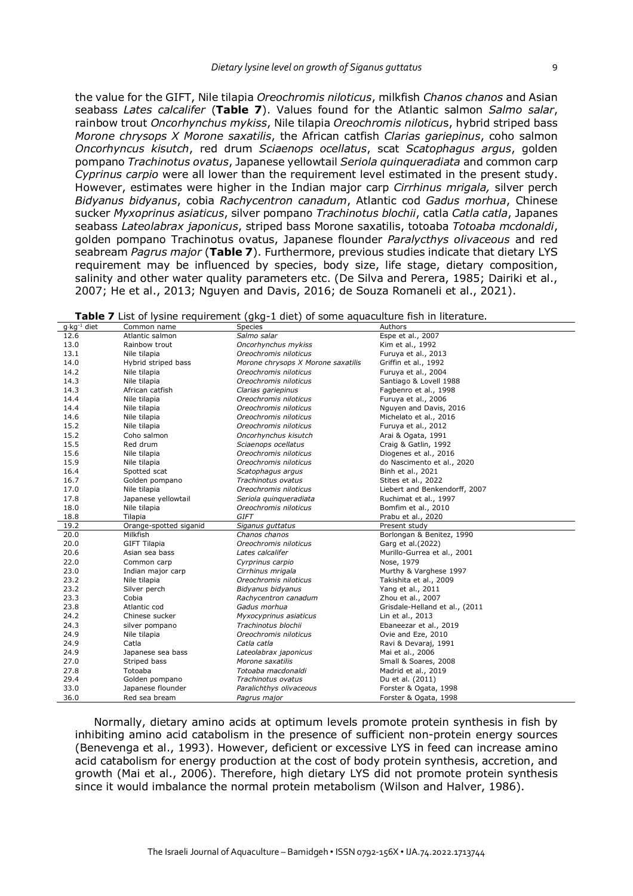the value for the GIFT, Nile tilapia *Oreochromis niloticus*, milkfish *Chanos chanos* and Asian seabass *Lates calcalifer* (**Table 7**). Values found for the Atlantic salmon *Salmo salar*, rainbow trout *Oncorhynchus mykiss*, Nile tilapia *Oreochromis niloticu*s, hybrid striped bass *Morone chrysops X Morone saxatilis*, the African catfish *Clarias gariepinus*, coho salmon *Oncorhyncus kisutch*, red drum *Sciaenops ocellatus*, scat *Scatophagus argus*, golden pompano *Trachinotus ovatus*, Japanese yellowtail *Seriola quinqueradiata* and common carp *Cyprinus carpio* were all lower than the requirement level estimated in the present study. However, estimates were higher in the Indian major carp *Cirrhinus mrigala,* silver perch *Bidyanus bidyanus*, cobia *Rachycentron canadum*, Atlantic cod *Gadus morhua*, Chinese sucker *Myxoprinus asiaticus*, silver pompano *Trachinotus blochii*, catla *Catla catla*, Japanes seabass *Lateolabrax japonicus*, striped bass Morone saxatilis, totoaba *Totoaba mcdonaldi*, golden pompano Trachinotus ovatus, Japanese flounder *Paralycthys olivaceous* and red seabream *Pagrus major* (**Table 7**). Furthermore, previous studies indicate that dietary LYS requirement may be influenced by species, body size, life stage, dietary composition, salinity and other water quality parameters etc. (De Silva and Perera, 1985; Dairiki et al., 2007; He et al., 2013; Nguyen and Davis, 2016; de Souza Romaneli et al., 2021).

**Table 7** List of lysine requirement (gkg-1 diet) of some aquaculture fish in literature.

| $g{\cdot}kg^{-1}$ diet | Common name | Species | Authors |
|---|---|---|---|
| 12.6 | Atlantic salmon | *Salmo salar* | Espe et al., 2007 |
| 13.0 | Rainbow trout | *Oncorhynchus mykiss* | Kim et al., 1992 |
| 13.1 | Nile tilapia | *Oreochromis niloticus* | Furuya et al., 2013 |
| 14.0 | Hybrid striped bass | *Morone chrysops X Morone saxatilis* | Griffin et al., 1992 |
| 14.2 | Nile tilapia | *Oreochromis niloticus* | Furuya et al., 2004 |
| 14.3 | Nile tilapia | *Oreochromis niloticus* | Santiago & Lovell 1988 |
| 14.3 | African catfish | *Clarias gariepinus* | Fagbenro et al., 1998 |
| 14.4 | Nile tilapia | *Oreochromis niloticus* | Furuya et al., 2006 |
| 14.4 | Nile tilapia | *Oreochromis niloticus* | Nguyen and Davis, 2016 |
| 14.6 | Nile tilapia | *Oreochromis niloticus* | Michelato et al., 2016 |
| 15.2 | Nile tilapia | *Oreochromis niloticus* | Furuya et al., 2012 |
| 15.2 | Coho salmon | *Oncorhynchus kisutch* | Arai & Ogata, 1991 |
| 15.5 | Red drum | *Sciaenops ocellatus* | Craig & Gatlin, 1992 |
| 15.6 | Nile tilapia | *Oreochromis niloticus* | Diogenes et al., 2016 |
| 15.9 | Nile tilapia | *Oreochromis niloticus* | do Nascimento et al., 2020 |
| 16.4 | Spotted scat | *Scatophagus argus* | Binh et al., 2021 |
| 16.7 | Golden pompano | *Trachinotus ovatus* | Stites et al., 2022 |
| 17.0 | Nile tilapia | *Oreochromis niloticus* | Liebert and Benkendorff, 2007 |
| 17.8 | Japanese yellowtail | *Seriola quinqueradiata* | Ruchimat et al., 1997 |
| 18.0 | Nile tilapia | *Oreochromis niloticus* | Bomfim et al., 2010 |
| 18.8 | Tilapia | *GIFT* | Prabu et al., 2020 |
| 19.2 | Orange-spotted siganid | *Siganus guttatus* | Present study |
| 20.0 | Milkfish | *Chanos chanos* | Borlongan & Benitez, 1990 |
| 20.0 | GIFT Tilapia | *Oreochromis niloticus* | Garg et al.(2022) |
| 20.6 | Asian sea bass | *Lates calcalifer* | Murillo-Gurrea et al., 2001 |
| 22.0 | Common carp | *Cyrprinus carpio* | Nose, 1979 |
| 23.0 | Indian major carp | *Cirrhinus mrigala* | Murthy & Varghese 1997 |
| 23.2 | Nile tilapia | *Oreochromis niloticus* | Takishita et al., 2009 |
| 23.2 | Silver perch | *Bidyanus bidyanus* | Yang et al., 2011 |
| 23.3 | Cobia | *Rachycentron canadum* | Zhou et al., 2007 |
| 23.8 | Atlantic cod | *Gadus morhua* | Grisdale-Helland et al., (2011 |
| 24.2 | Chinese sucker | *Myxocyprinus asiaticus* | Lin et al., 2013 |
| 24.3 | silver pompano | *Trachinotus blochii* | Ebaneezar et al., 2019 |
| 24.9 | Nile tilapia | *Oreochromis niloticus* | Ovie and Eze, 2010 |
| 24.9 | Catla | *Catla catla* | Ravi & Devaraj, 1991 |
| 24.9 | Japanese sea bass | *Lateolabrax japonicus* | Mai et al., 2006 |
| 27.0 | Striped bass | *Morone saxatilis* | Small & Soares, 2008 |
| 27.8 | Totoaba | *Totoaba macdonaldi* | Madrid et al., 2019 |
| 29.4 | Golden pompano | *Trachinotus ovatus* | Du et al. (2011) |
| 33.0 | Japanese flounder | *Paralichthys olivaceous* | Forster & Ogata, 1998 |
| 36.0 | Red sea bream | *Pagrus major* | Forster & Ogata, 1998 |

Normally, dietary amino acids at optimum levels promote protein synthesis in fish by inhibiting amino acid catabolism in the presence of sufficient non-protein energy sources (Benevenga et al., 1993). However, deficient or excessive LYS in feed can increase amino acid catabolism for energy production at the cost of body protein synthesis, accretion, and growth (Mai et al., 2006). Therefore, high dietary LYS did not promote protein synthesis since it would imbalance the normal protein metabolism (Wilson and Halver, 1986).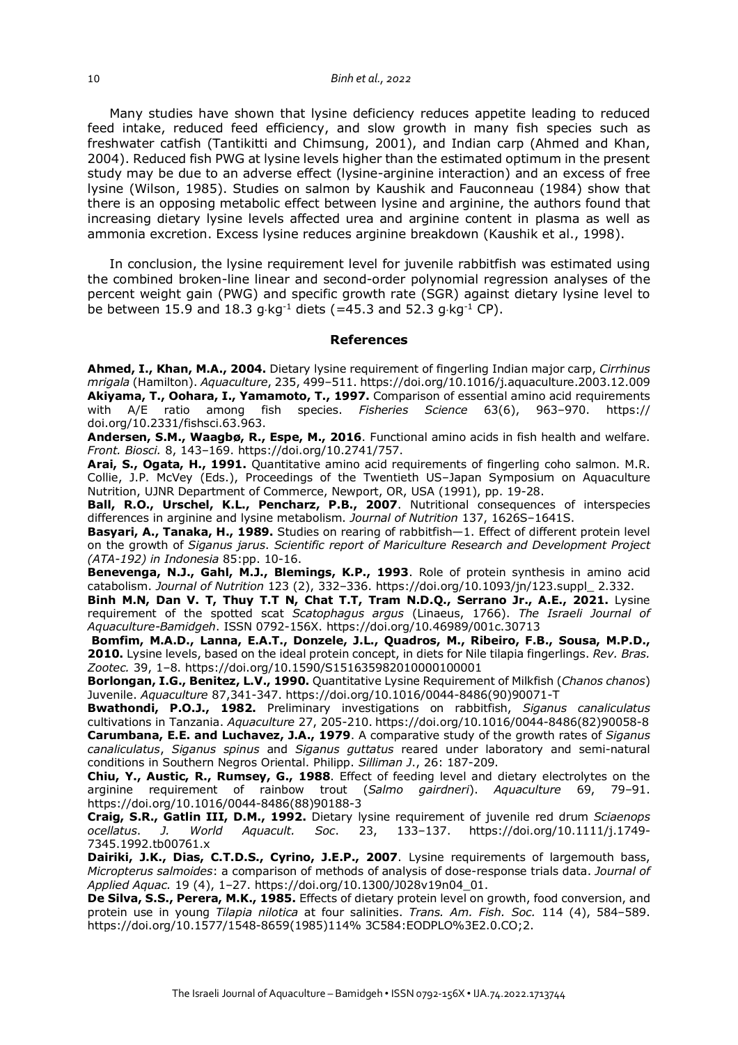Many studies have shown that lysine deficiency reduces appetite leading to reduced feed intake, reduced feed efficiency, and slow growth in many fish species such as freshwater catfish (Tantikitti and Chimsung, 2001), and Indian carp (Ahmed and Khan, 2004). Reduced fish PWG at lysine levels higher than the estimated optimum in the present study may be due to an adverse effect (lysine-arginine interaction) and an excess of free lysine (Wilson, 1985). Studies on salmon by Kaushik and Fauconneau (1984) show that there is an opposing metabolic effect between lysine and arginine, the authors found that increasing dietary lysine levels affected urea and arginine content in plasma as well as ammonia excretion. Excess lysine reduces arginine breakdown (Kaushik et al., 1998).

In conclusion, the lysine requirement level for juvenile rabbitfish was estimated using the combined broken-line linear and second-order polynomial regression analyses of the percent weight gain (PWG) and specific growth rate (SGR) against dietary lysine level to be between 15.9 and 18.3 g·kg$^{-1}$ diets (=45.3 and 52.3 g·kg$^{-1}$ CP).

## References

**Ahmed, I., Khan, M.A., 2004.** Dietary lysine requirement of fingerling Indian major carp, *Cirrhinus mrigala* (Hamilton). *Aquaculture*, 235, 499–511. https://doi.org/10.1016/j.aquaculture.2003.12.009

**Akiyama, T., Oohara, I., Yamamoto, T., 1997.** Comparison of essential amino acid requirements with A/E ratio among fish species. *Fisheries Science* 63(6), 963–970. https:// doi.org/10.2331/fishsci.63.963.

**Andersen, S.M., Waagbø, R., Espe, M., 2016**. Functional amino acids in fish health and welfare. *Front. Biosci.* 8, 143–169. https://doi.org/10.2741/757.

**Arai, S., Ogata, H., 1991.** Quantitative amino acid requirements of fingerling coho salmon. M.R. Collie, J.P. McVey (Eds.), Proceedings of the Twentieth US–Japan Symposium on Aquaculture Nutrition, UJNR Department of Commerce, Newport, OR, USA (1991), pp. 19-28.

**Ball, R.O., Urschel, K.L., Pencharz, P.B., 2007**. Nutritional consequences of interspecies differences in arginine and lysine metabolism. *Journal of Nutrition* 137, 1626S–1641S.

**Basyari, A., Tanaka, H., 1989.** Studies on rearing of rabbitfish—1. Effect of different protein level on the growth of *Siganus jarus*. *Scientific report of Mariculture Research and Development Project (ATA-192) in Indonesia* 85:pp. 10-16.

**Benevenga, N.J., Gahl, M.J., Blemings, K.P., 1993**. Role of protein synthesis in amino acid catabolism. *Journal of Nutrition* 123 (2), 332–336. https://doi.org/10.1093/jn/123.suppl_ 2.332.

**Binh M.N, Dan V. T, Thuy T.T N, Chat T.T, Tram N.D.Q., Serrano Jr., A.E., 2021.** Lysine requirement of the spotted scat *Scatophagus argus* (Linaeus, 1766). *The Israeli Journal of Aquaculture-Bamidgeh*. ISSN 0792-156X. https://doi.org/10.46989/001c.30713

**Bomfim, M.A.D., Lanna, E.A.T., Donzele, J.L., Quadros, M., Ribeiro, F.B., Sousa, M.P.D., 2010.** Lysine levels, based on the ideal protein concept, in diets for Nile tilapia fingerlings. *Rev. Bras. Zootec.* 39, 1–8. https://doi.org/10.1590/S151635982010000100001

**Borlongan, I.G., Benitez, L.V., 1990.** Quantitative Lysine Requirement of Milkfish (*Chanos chanos*) Juvenile. *Aquaculture* 87,341-347. https://doi.org/10.1016/0044-8486(90)90071-T

**Bwathondi, P.O.J., 1982.** Preliminary investigations on rabbitfish, *Siganus canaliculatus* cultivations in Tanzania. *Aquaculture* 27, 205-210. https://doi.org/10.1016/0044-8486(82)90058-8

**Carumbana, E.E. and Luchavez, J.A., 1979**. A comparative study of the growth rates of *Siganus canaliculatus*, *Siganus spinus* and *Siganus guttatus* reared under laboratory and semi-natural conditions in Southern Negros Oriental. Philipp. *Silliman J.*, 26: 187-209.

**Chiu, Y., Austic, R., Rumsey, G., 1988**. Effect of feeding level and dietary electrolytes on the arginine requirement of rainbow trout (*Salmo gairdneri*). *Aquaculture* 69, 79–91. https://doi.org/10.1016/0044-8486(88)90188-3

**Craig, S.R., Gatlin III, D.M., 1992.** Dietary lysine requirement of juvenile red drum *Sciaenops ocellatus*. *J. World Aquacult. Soc*. 23, 133–137. https://doi.org/10.1111/j.1749-7345.1992.tb00761.x

**Dairiki, J.K., Dias, C.T.D.S., Cyrino, J.E.P., 2007**. Lysine requirements of largemouth bass, *Micropterus salmoides*: a comparison of methods of analysis of dose-response trials data. *Journal of Applied Aquac.* 19 (4), 1–27. https://doi.org/10.1300/J028v19n04_01.

**De Silva, S.S., Perera, M.K., 1985.** Effects of dietary protein level on growth, food conversion, and protein use in young *Tilapia nilotica* at four salinities. *Trans. Am. Fish. Soc.* 114 (4), 584–589. https://doi.org/10.1577/1548-8659(1985)114% 3C584:EODPLO%3E2.0.CO;2.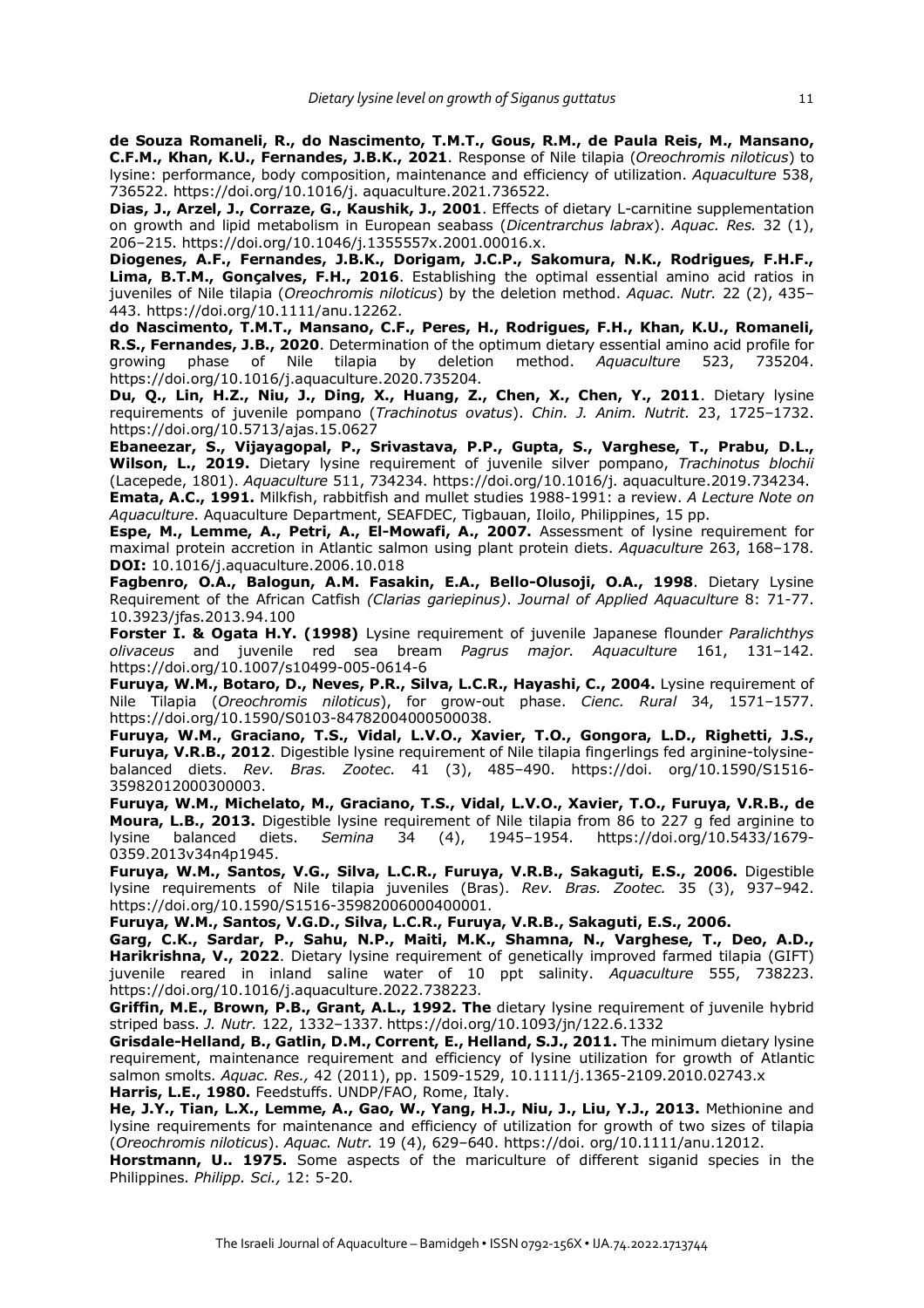**de Souza Romaneli, R., do Nascimento, T.M.T., Gous, R.M., de Paula Reis, M., Mansano, C.F.M., Khan, K.U., Fernandes, J.B.K., 2021**. Response of Nile tilapia (*Oreochromis niloticus*) to lysine: performance, body composition, maintenance and efficiency of utilization. *Aquaculture* 538, 736522. https://doi.org/10.1016/j. aquaculture.2021.736522.

**Dias, J., Arzel, J., Corraze, G., Kaushik, J., 2001**. Effects of dietary L-carnitine supplementation on growth and lipid metabolism in European seabass (*Dicentrarchus labrax*). *Aquac. Res.* 32 (1), 206–215. https://doi.org/10.1046/j.1355557x.2001.00016.x.

**Diogenes, A.F., Fernandes, J.B.K., Dorigam, J.C.P., Sakomura, N.K., Rodrigues, F.H.F., Lima, B.T.M., Gonçalves, F.H., 2016**. Establishing the optimal essential amino acid ratios in juveniles of Nile tilapia (*Oreochromis niloticus*) by the deletion method. *Aquac. Nutr.* 22 (2), 435–443. https://doi.org/10.1111/anu.12262.

**do Nascimento, T.M.T., Mansano, C.F., Peres, H., Rodrigues, F.H., Khan, K.U., Romaneli, R.S., Fernandes, J.B., 2020**. Determination of the optimum dietary essential amino acid profile for growing phase of Nile tilapia by deletion method. *Aquaculture* 523, 735204. https://doi.org/10.1016/j.aquaculture.2020.735204.

**Du, Q., Lin, H.Z., Niu, J., Ding, X., Huang, Z., Chen, X., Chen, Y., 2011**. Dietary lysine requirements of juvenile pompano (*Trachinotus ovatus*). *Chin. J. Anim. Nutrit.* 23, 1725–1732. https://doi.org/10.5713/ajas.15.0627

**Ebaneezar, S., Vijayagopal, P., Srivastava, P.P., Gupta, S., Varghese, T., Prabu, D.L., Wilson, L., 2019.** Dietary lysine requirement of juvenile silver pompano, *Trachinotus blochii* (Lacepede, 1801). *Aquaculture* 511, 734234. https://doi.org/10.1016/j. aquaculture.2019.734234.

**Emata, A.C., 1991.** Milkfish, rabbitfish and mullet studies 1988-1991: a review. *A Lecture Note on Aquaculture*. Aquaculture Department, SEAFDEC, Tigbauan, Iloilo, Philippines, 15 pp.

**Espe, M., Lemme, A., Petri, A., El-Mowafi, A., 2007.** Assessment of lysine requirement for maximal protein accretion in Atlantic salmon using plant protein diets. *Aquaculture* 263, 168–178. **DOI:** 10.1016/j.aquaculture.2006.10.018

**Fagbenro, O.A., Balogun, A.M. Fasakin, E.A., Bello-Olusoji, O.A., 1998**. Dietary Lysine Requirement of the African Catfish *(Clarias gariepinus)*. *Journal of Applied Aquaculture* 8: 71-77. 10.3923/jfas.2013.94.100

**Forster I. & Ogata H.Y. (1998)** Lysine requirement of juvenile Japanese flounder *Paralichthys olivaceus* and juvenile red sea bream *Pagrus major*. *Aquaculture* 161, 131–142. https://doi.org/10.1007/s10499-005-0614-6

**Furuya, W.M., Botaro, D., Neves, P.R., Silva, L.C.R., Hayashi, C., 2004.** Lysine requirement of Nile Tilapia (*Oreochromis niloticus*), for grow-out phase. *Cienc. Rural* 34, 1571–1577. https://doi.org/10.1590/S0103-84782004000500038.

**Furuya, W.M., Graciano, T.S., Vidal, L.V.O., Xavier, T.O., Gongora, L.D., Righetti, J.S., Furuya, V.R.B., 2012**. Digestible lysine requirement of Nile tilapia fingerlings fed arginine-tolysine-balanced diets. *Rev. Bras. Zootec.* 41 (3), 485–490. https://doi. org/10.1590/S1516-35982012000300003.

**Furuya, W.M., Michelato, M., Graciano, T.S., Vidal, L.V.O., Xavier, T.O., Furuya, V.R.B., de Moura, L.B., 2013.** Digestible lysine requirement of Nile tilapia from 86 to 227 g fed arginine to lysine balanced diets. *Semina* 34 (4), 1945–1954. https://doi.org/10.5433/1679-0359.2013v34n4p1945.

**Furuya, W.M., Santos, V.G., Silva, L.C.R., Furuya, V.R.B., Sakaguti, E.S., 2006.** Digestible lysine requirements of Nile tilapia juveniles (Bras). *Rev. Bras. Zootec.* 35 (3), 937–942. https://doi.org/10.1590/S1516-35982006000400001.

**Furuya, W.M., Santos, V.G.D., Silva, L.C.R., Furuya, V.R.B., Sakaguti, E.S., 2006.**

**Garg, C.K., Sardar, P., Sahu, N.P., Maiti, M.K., Shamna, N., Varghese, T., Deo, A.D., Harikrishna, V., 2022**. Dietary lysine requirement of genetically improved farmed tilapia (GIFT) juvenile reared in inland saline water of 10 ppt salinity. *Aquaculture* 555, 738223. https://doi.org/10.1016/j.aquaculture.2022.738223.

**Griffin, M.E., Brown, P.B., Grant, A.L., 1992. The** dietary lysine requirement of juvenile hybrid striped bass. *J. Nutr.* 122, 1332–1337. https://doi.org/10.1093/jn/122.6.1332

**Grisdale-Helland, B., Gatlin, D.M., Corrent, E., Helland, S.J., 2011.** The minimum dietary lysine requirement, maintenance requirement and efficiency of lysine utilization for growth of Atlantic salmon smolts. *Aquac. Res.,* 42 (2011), pp. 1509-1529, 10.1111/j.1365-2109.2010.02743.x

**Harris, L.E., 1980.** Feedstuffs. UNDP/FAO, Rome, Italy.

**He, J.Y., Tian, L.X., Lemme, A., Gao, W., Yang, H.J., Niu, J., Liu, Y.J., 2013.** Methionine and lysine requirements for maintenance and efficiency of utilization for growth of two sizes of tilapia (*Oreochromis niloticus*). *Aquac. Nutr.* 19 (4), 629–640. https://doi. org/10.1111/anu.12012.

**Horstmann, U.. 1975.** Some aspects of the mariculture of different siganid species in the Philippines. *Philipp. Sci.,* 12: 5-20.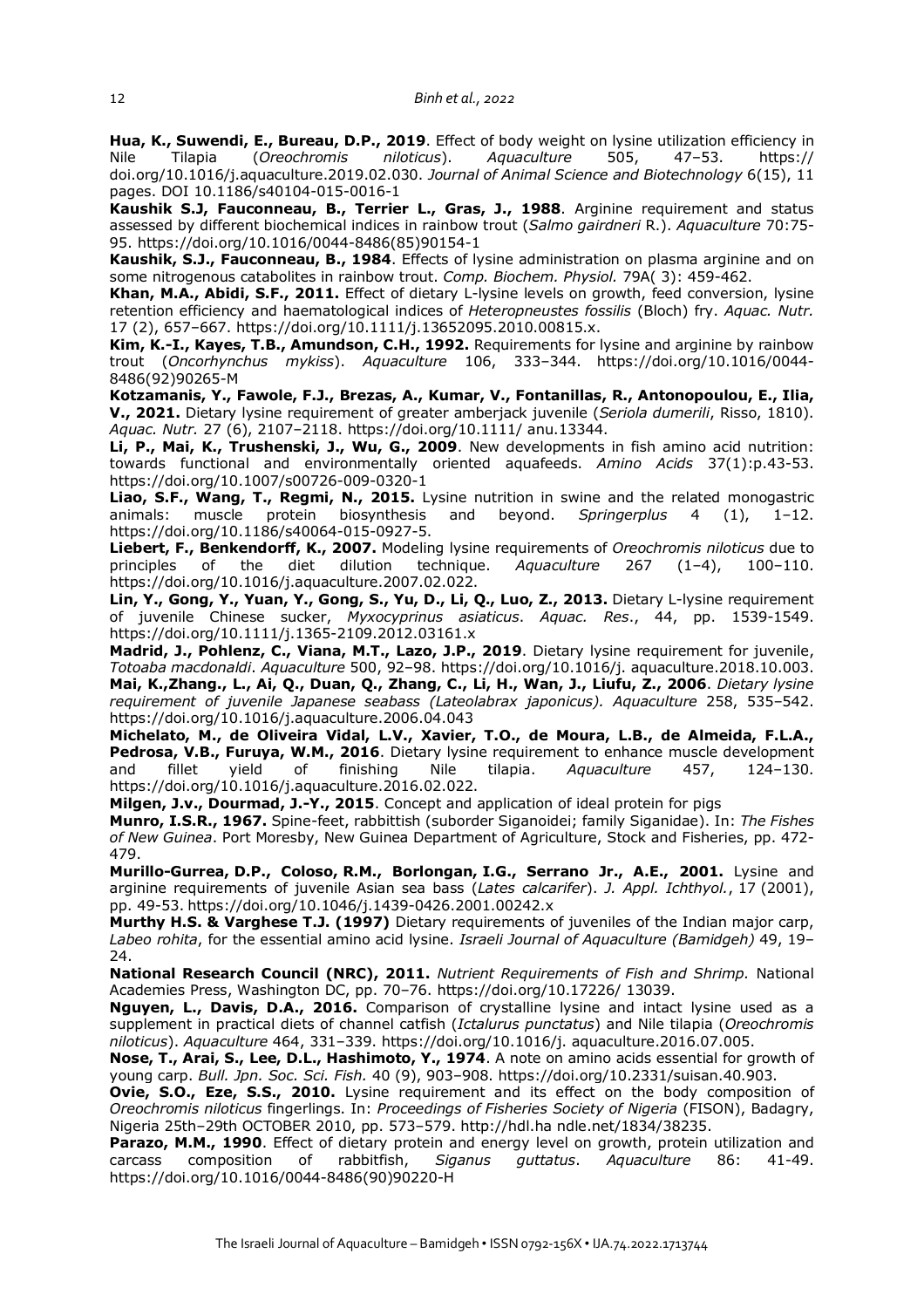**Hua, K., Suwendi, E., Bureau, D.P., 2019**. Effect of body weight on lysine utilization efficiency in Nile Tilapia (*Oreochromis niloticus*). *Aquaculture* 505, 47–53. https:// doi.org/10.1016/j.aquaculture.2019.02.030. *Journal of Animal Science and Biotechnology* 6(15), 11 pages. DOI 10.1186/s40104-015-0016-1

**Kaushik S.J, Fauconneau, B., Terrier L., Gras, J., 1988**. Arginine requirement and status assessed by different biochemical indices in rainbow trout (*Salmo gairdneri* R.). *Aquaculture* 70:75-95. https://doi.org/10.1016/0044-8486(85)90154-1

**Kaushik, S.J., Fauconneau, B., 1984**. Effects of lysine administration on plasma arginine and on some nitrogenous catabolites in rainbow trout. *Comp. Biochem. Physiol.* 79A( 3): 459-462.

**Khan, M.A., Abidi, S.F., 2011.** Effect of dietary L-lysine levels on growth, feed conversion, lysine retention efficiency and haematological indices of *Heteropneustes fossilis* (Bloch) fry. *Aquac. Nutr.* 17 (2), 657–667. https://doi.org/10.1111/j.13652095.2010.00815.x.

**Kim, K.-I., Kayes, T.B., Amundson, C.H., 1992.** Requirements for lysine and arginine by rainbow trout (*Oncorhynchus mykiss*). *Aquaculture* 106, 333–344. https://doi.org/10.1016/0044-8486(92)90265-M

**Kotzamanis, Y., Fawole, F.J., Brezas, A., Kumar, V., Fontanillas, R., Antonopoulou, E., Ilia, V., 2021.** Dietary lysine requirement of greater amberjack juvenile (*Seriola dumerili*, Risso, 1810). *Aquac. Nutr.* 27 (6), 2107–2118. https://doi.org/10.1111/ anu.13344.

**Li, P., Mai, K., Trushenski, J., Wu, G., 2009**. New developments in fish amino acid nutrition: towards functional and environmentally oriented aquafeeds. *Amino Acids* 37(1):p.43-53. https://doi.org/10.1007/s00726-009-0320-1

**Liao, S.F., Wang, T., Regmi, N., 2015.** Lysine nutrition in swine and the related monogastric animals: muscle protein biosynthesis and beyond. *Springerplus* 4 (1), 1–12. https://doi.org/10.1186/s40064-015-0927-5.

**Liebert, F., Benkendorff, K., 2007.** Modeling lysine requirements of *Oreochromis niloticus* due to principles of the diet dilution technique. *Aquaculture* 267 (1–4), 100–110. https://doi.org/10.1016/j.aquaculture.2007.02.022.

**Lin, Y., Gong, Y., Yuan, Y., Gong, S., Yu, D., Li, Q., Luo, Z., 2013.** Dietary L-lysine requirement of juvenile Chinese sucker, *Myxocyprinus asiaticus*. *Aquac. Res*., 44, pp. 1539-1549. https://doi.org/10.1111/j.1365-2109.2012.03161.x

**Madrid, J., Pohlenz, C., Viana, M.T., Lazo, J.P., 2019**. Dietary lysine requirement for juvenile, *Totoaba macdonaldi*. *Aquaculture* 500, 92–98. https://doi.org/10.1016/j. aquaculture.2018.10.003.

**Mai, K.,Zhang., L., Ai, Q., Duan, Q., Zhang, C., Li, H., Wan, J., Liufu, Z., 2006**. *Dietary lysine requirement of juvenile Japanese seabass (Lateolabrax japonicus). Aquaculture* 258, 535–542. https://doi.org/10.1016/j.aquaculture.2006.04.043

**Michelato, M., de Oliveira Vidal, L.V., Xavier, T.O., de Moura, L.B., de Almeida, F.L.A., Pedrosa, V.B., Furuya, W.M., 2016**. Dietary lysine requirement to enhance muscle development and fillet yield of finishing Nile tilapia. *Aquaculture* 457, 124–130. https://doi.org/10.1016/j.aquaculture.2016.02.022.

**Milgen, J.v., Dourmad, J.-Y., 2015**. Concept and application of ideal protein for pigs

**Munro, I.S.R., 1967.** Spine-feet, rabbittish (suborder Siganoidei; family Siganidae). In: *The Fishes of New Guinea*. Port Moresby, New Guinea Department of Agriculture, Stock and Fisheries, pp. 472-479.

**Murillo-Gurrea, D.P., Coloso, R.M., Borlongan, I.G., Serrano Jr., A.E., 2001.** Lysine and arginine requirements of juvenile Asian sea bass (*Lates calcarifer*). *J. Appl. Ichthyol.*, 17 (2001), pp. 49-53. https://doi.org/10.1046/j.1439-0426.2001.00242.x

**Murthy H.S. & Varghese T.J. (1997)** Dietary requirements of juveniles of the Indian major carp, *Labeo rohita*, for the essential amino acid lysine. *Israeli Journal of Aquaculture (Bamidgeh)* 49, 19–24.

**National Research Council (NRC), 2011.** *Nutrient Requirements of Fish and Shrimp.* National Academies Press, Washington DC, pp. 70–76. https://doi.org/10.17226/ 13039.

**Nguyen, L., Davis, D.A., 2016.** Comparison of crystalline lysine and intact lysine used as a supplement in practical diets of channel catfish (*Ictalurus punctatus*) and Nile tilapia (*Oreochromis niloticus*). *Aquaculture* 464, 331–339. https://doi.org/10.1016/j. aquaculture.2016.07.005.

**Nose, T., Arai, S., Lee, D.L., Hashimoto, Y., 1974**. A note on amino acids essential for growth of young carp. *Bull. Jpn. Soc. Sci. Fish.* 40 (9), 903–908. https://doi.org/10.2331/suisan.40.903.

**Ovie, S.O., Eze, S.S., 2010.** Lysine requirement and its effect on the body composition of *Oreochromis niloticus* fingerlings. In: *Proceedings of Fisheries Society of Nigeria* (FISON), Badagry, Nigeria 25th–29th OCTOBER 2010, pp. 573–579. http://hdl.ha ndle.net/1834/38235.

**Parazo, M.M., 1990**. Effect of dietary protein and energy level on growth, protein utilization and carcass composition of rabbitfish, *Siganus guttatus*. *Aquaculture* 86: 41-49. https://doi.org/10.1016/0044-8486(90)90220-H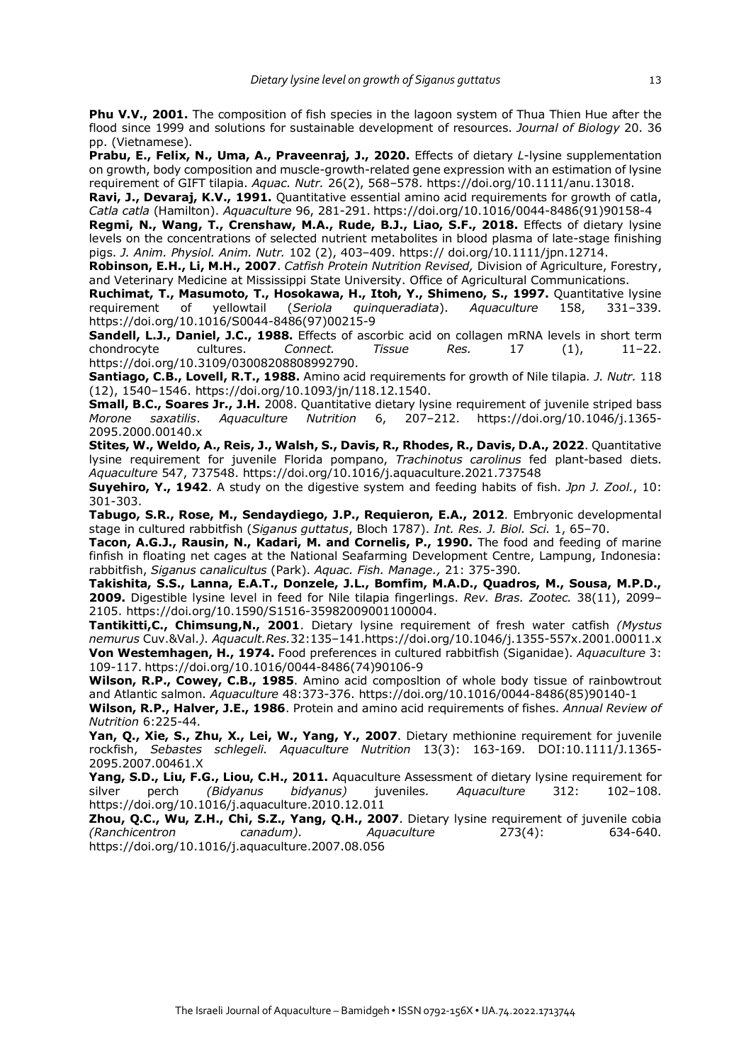**Phu V.V., 2001.** The composition of fish species in the lagoon system of Thua Thien Hue after the flood since 1999 and solutions for sustainable development of resources. *Journal of Biology* 20. 36 pp. (Vietnamese).

**Prabu, E., Felix, N., Uma, A., Praveenraj, J., 2020.** Effects of dietary *L*-lysine supplementation on growth, body composition and muscle-growth-related gene expression with an estimation of lysine requirement of GIFT tilapia. *Aquac. Nutr.* 26(2), 568–578. https://doi.org/10.1111/anu.13018.

**Ravi, J., Devaraj, K.V., 1991.** Quantitative essential amino acid requirements for growth of catla, *Catla catla* (Hamilton). *Aquaculture* 96, 281-291. https://doi.org/10.1016/0044-8486(91)90158-4

**Regmi, N., Wang, T., Crenshaw, M.A., Rude, B.J., Liao, S.F., 2018.** Effects of dietary lysine levels on the concentrations of selected nutrient metabolites in blood plasma of late-stage finishing pigs. *J. Anim. Physiol. Anim. Nutr.* 102 (2), 403–409. https:// doi.org/10.1111/jpn.12714.

**Robinson, E.H., Li, M.H., 2007**. *Catfish Protein Nutrition Revised,* Division of Agriculture, Forestry, and Veterinary Medicine at Mississippi State University. Office of Agricultural Communications.

**Ruchimat, T., Masumoto, T., Hosokawa, H., Itoh, Y., Shimeno, S., 1997.** Quantitative lysine requirement of yellowtail (*Seriola quinqueradiata*). *Aquaculture* 158, 331–339. https://doi.org/10.1016/S0044-8486(97)00215-9

**Sandell, L.J., Daniel, J.C., 1988.** Effects of ascorbic acid on collagen mRNA levels in short term chondrocyte cultures. *Connect. Tissue Res.* 17 (1), 11–22. https://doi.org/10.3109/03008208808992790.

**Santiago, C.B., Lovell, R.T., 1988.** Amino acid requirements for growth of Nile tilapia*. J. Nutr.* 118 (12), 1540–1546. https://doi.org/10.1093/jn/118.12.1540.

**Small, B.C., Soares Jr., J.H.** 2008. Quantitative dietary lysine requirement of juvenile striped bass *Morone saxatilis*. *Aquaculture Nutrition* 6, 207–212. https://doi.org/10.1046/j.1365-2095.2000.00140.x

**Stites, W., Weldo, A., Reis, J., Walsh, S., Davis, R., Rhodes, R., Davis, D.A., 2022**. Quantitative lysine requirement for juvenile Florida pompano, *Trachinotus carolinus* fed plant-based diets. *Aquaculture* 547, 737548. https://doi.org/10.1016/j.aquaculture.2021.737548

**Suyehiro, Y., 1942**. A study on the digestive system and feeding habits of fish. *Jpn J. Zool.*, 10: 301-303.

**Tabugo, S.R., Rose, M., Sendaydiego, J.P., Requieron, E.A., 2012**. Embryonic developmental stage in cultured rabbitfish (*Siganus guttatus*, Bloch 1787). *Int. Res. J. Biol. Sci.* 1, 65–70.

**Tacon, A.G.J., Rausin, N., Kadari, M. and Cornelis, P., 1990.** The food and feeding of marine finfish in floating net cages at the National Seafarming Development Centre, Lampung, Indonesia: rabbitfish, *Siganus canalicultus* (Park). *Aquac. Fish. Manage.,* 21: 375-390.

**Takishita, S.S., Lanna, E.A.T., Donzele, J.L., Bomfim, M.A.D., Quadros, M., Sousa, M.P.D., 2009.** Digestible lysine level in feed for Nile tilapia fingerlings. *Rev. Bras. Zootec.* 38(11), 2099–2105. https://doi.org/10.1590/S1516-35982009001100004.

**Tantikitti,C., Chimsung,N., 2001**. Dietary lysine requirement of fresh water catfish *(Mystus nemurus* Cuv.&Val.*)*. *Aquacult.Res.*32:135–141.https://doi.org/10.1046/j.1355-557x.2001.00011.x

**Von Westemhagen, H., 1974.** Food preferences in cultured rabbitfish (Siganidae). *Aquaculture* 3: 109-117. https://doi.org/10.1016/0044-8486(74)90106-9

**Wilson, R.P., Cowey, C.B., 1985**. Amino acid composltion of whole body tissue of rainbowtrout and Atlantic salmon. *Aquaculture* 48:373-376. https://doi.org/10.1016/0044-8486(85)90140-1

**Wilson, R.P., Halver, J.E., 1986**. Protein and amino acid requirements of fishes. *Annual Review of Nutrition* 6:225-44.

**Yan, Q., Xie, S., Zhu, X., Lei, W., Yang, Y., 2007**. Dietary methionine requirement for juvenile rockfish, *Sebastes schlegeli. Aquaculture Nutrition* 13(3): 163-169. DOI:10.1111/J.1365-2095.2007.00461.X

**Yang, S.D., Liu, F.G., Liou, C.H., 2011.** Aquaculture Assessment of dietary lysine requirement for silver perch *(Bidyanus bidyanus)* juveniles*. Aquaculture* 312: 102–108. https://doi.org/10.1016/j.aquaculture.2010.12.011

**Zhou, Q.C., Wu, Z.H., Chi, S.Z., Yang, Q.H., 2007**. Dietary lysine requirement of juvenile cobia *(Ranchicentron canadum)*. *Aquaculture* 273(4): 634-640. https://doi.org/10.1016/j.aquaculture.2007.08.056